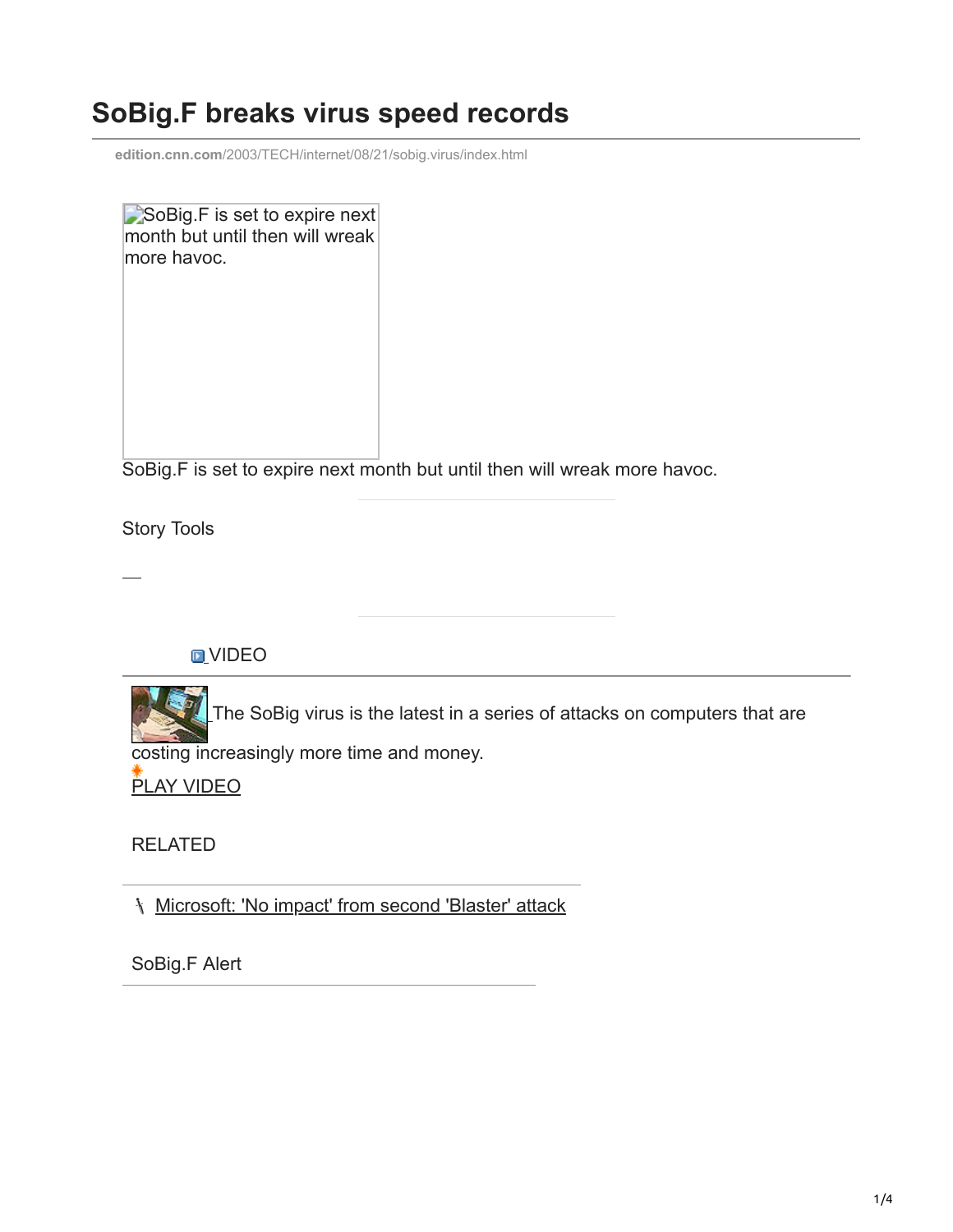# SoBig.F breaks virus speed records

edition.cnn.com/2003/TECH/internet/08/21/sobig.virus/index.html

SoBig.F is set to expire next month but until then will wreak more havoc.

SoBig.F is set to expire next month but until then will wreak more havoc.

Story Tools

—

VIDEO

The SoBig virus is the latest in a series of attacks on computers that are costing increasingly more time and money.

PLAY VIDEO

RELATED

Microsoft: 'No impact' from second 'Blaster' attack

SoBig.F Alert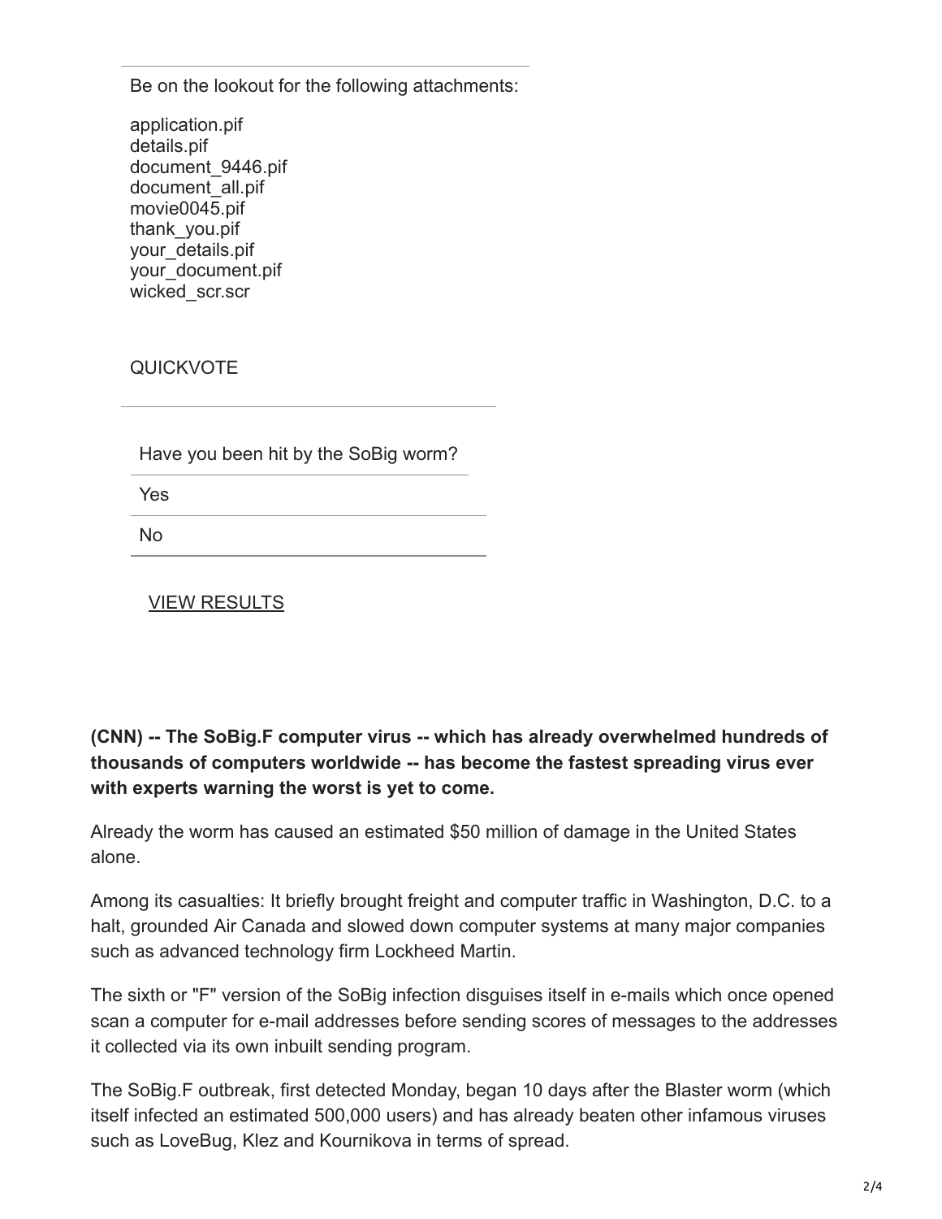Be on the lookout for the following attachments:

application.pif
details.pif
document_9446.pif
document_all.pif
movie0045.pif
thank_you.pif
your_details.pif
your_document.pif
wicked_scr.scr

QUICKVOTE

Have you been hit by the SoBig worm?

Yes

No

VIEW RESULTS

**(CNN) -- The SoBig.F computer virus -- which has already overwhelmed hundreds of thousands of computers worldwide -- has become the fastest spreading virus ever with experts warning the worst is yet to come.**

Already the worm has caused an estimated $50 million of damage in the United States alone.

Among its casualties: It briefly brought freight and computer traffic in Washington, D.C. to a halt, grounded Air Canada and slowed down computer systems at many major companies such as advanced technology firm Lockheed Martin.

The sixth or "F" version of the SoBig infection disguises itself in e-mails which once opened scan a computer for e-mail addresses before sending scores of messages to the addresses it collected via its own inbuilt sending program.

The SoBig.F outbreak, first detected Monday, began 10 days after the Blaster worm (which itself infected an estimated 500,000 users) and has already beaten other infamous viruses such as LoveBug, Klez and Kournikova in terms of spread.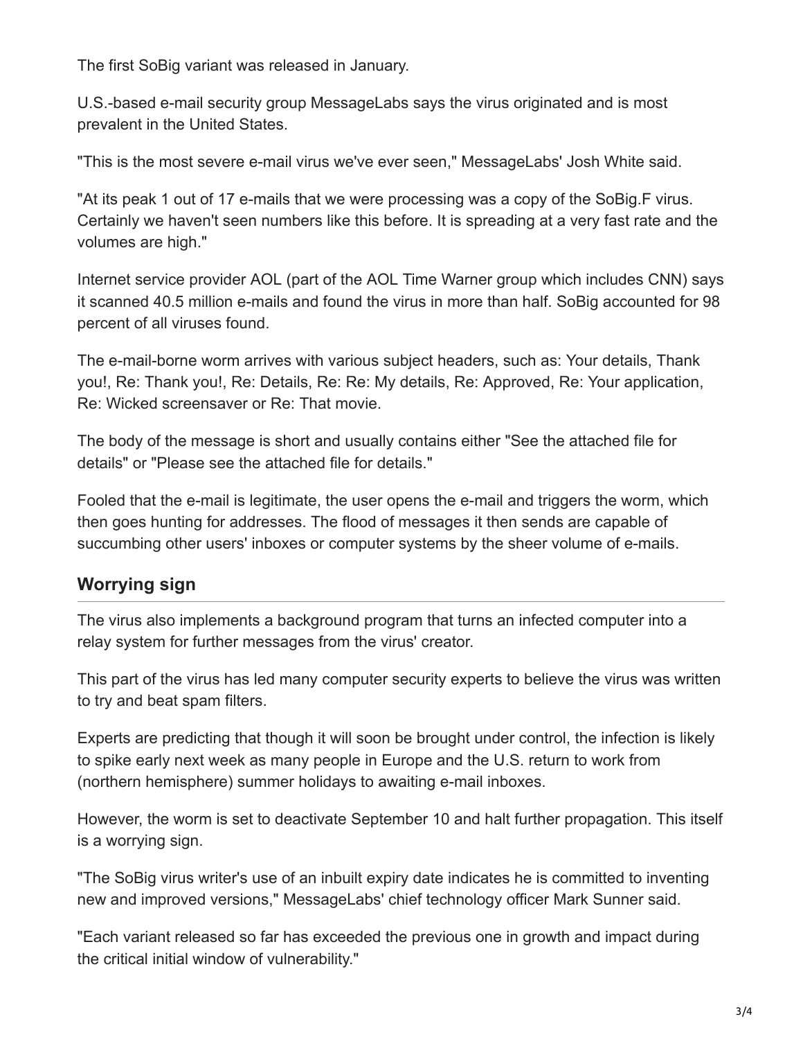The first SoBig variant was released in January.

U.S.-based e-mail security group MessageLabs says the virus originated and is most prevalent in the United States.

"This is the most severe e-mail virus we've ever seen," MessageLabs' Josh White said.

"At its peak 1 out of 17 e-mails that we were processing was a copy of the SoBig.F virus. Certainly we haven't seen numbers like this before. It is spreading at a very fast rate and the volumes are high."

Internet service provider AOL (part of the AOL Time Warner group which includes CNN) says it scanned 40.5 million e-mails and found the virus in more than half. SoBig accounted for 98 percent of all viruses found.

The e-mail-borne worm arrives with various subject headers, such as: Your details, Thank you!, Re: Thank you!, Re: Details, Re: Re: My details, Re: Approved, Re: Your application, Re: Wicked screensaver or Re: That movie.

The body of the message is short and usually contains either "See the attached file for details" or "Please see the attached file for details."

Fooled that the e-mail is legitimate, the user opens the e-mail and triggers the worm, which then goes hunting for addresses. The flood of messages it then sends are capable of succumbing other users' inboxes or computer systems by the sheer volume of e-mails.

## Worrying sign

The virus also implements a background program that turns an infected computer into a relay system for further messages from the virus' creator.

This part of the virus has led many computer security experts to believe the virus was written to try and beat spam filters.

Experts are predicting that though it will soon be brought under control, the infection is likely to spike early next week as many people in Europe and the U.S. return to work from (northern hemisphere) summer holidays to awaiting e-mail inboxes.

However, the worm is set to deactivate September 10 and halt further propagation. This itself is a worrying sign.

"The SoBig virus writer's use of an inbuilt expiry date indicates he is committed to inventing new and improved versions," MessageLabs' chief technology officer Mark Sunner said.

"Each variant released so far has exceeded the previous one in growth and impact during the critical initial window of vulnerability."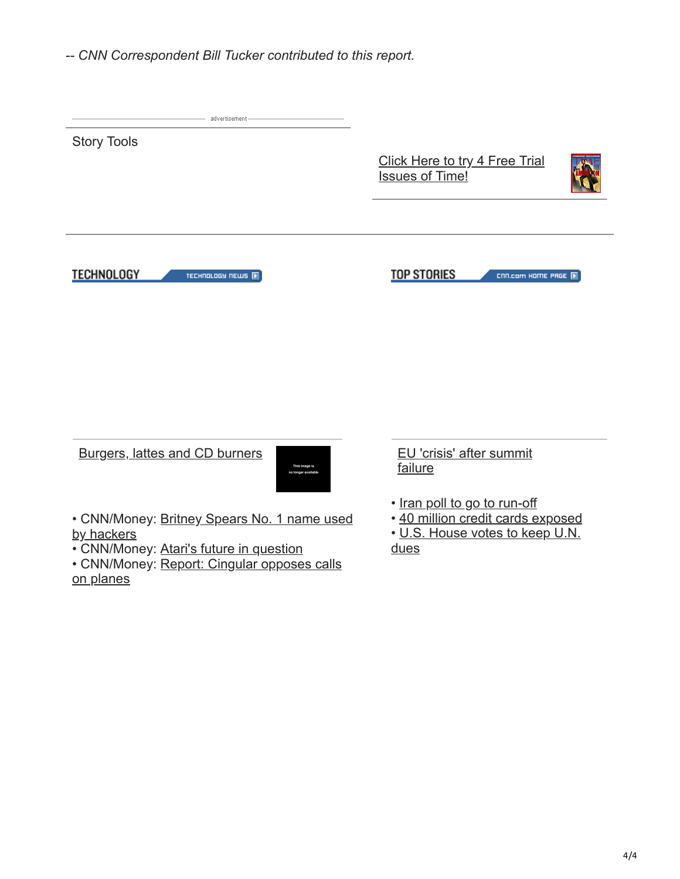*-- CNN Correspondent Bill Tucker contributed to this report.*

advertisement

Story Tools

Click Here to try 4 Free Trial Issues of Time!

TECHNOLOGY

TECHNOLOGY NEWS

Burgers, lattes and CD burners

- CNN/Money: Britney Spears No. 1 name used by hackers
- CNN/Money: Atari's future in question
- CNN/Money: Report: Cingular opposes calls on planes

TOP STORIES

CNN.com HOME PAGE

EU 'crisis' after summit failure

- Iran poll to go to run-off
- 40 million credit cards exposed
- U.S. House votes to keep U.N. dues